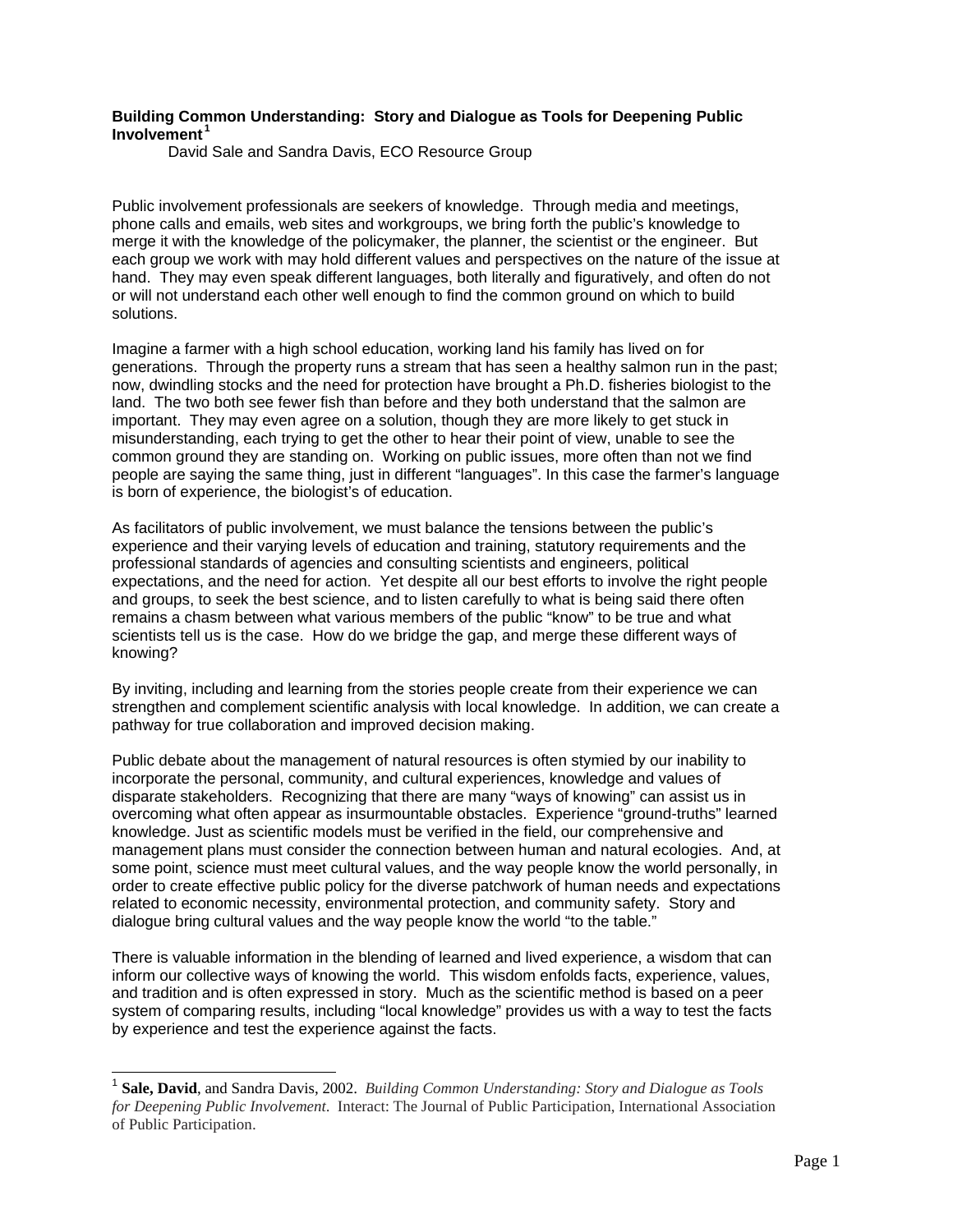**Building Common Understanding: Story and Dialogue as Tools for Deepening Public Involvement**[1]

David Sale and Sandra Davis, ECO Resource Group

Public involvement professionals are seekers of knowledge. Through media and meetings, phone calls and emails, web sites and workgroups, we bring forth the public's knowledge to merge it with the knowledge of the policymaker, the planner, the scientist or the engineer. But each group we work with may hold different values and perspectives on the nature of the issue at hand. They may even speak different languages, both literally and figuratively, and often do not or will not understand each other well enough to find the common ground on which to build solutions.

Imagine a farmer with a high school education, working land his family has lived on for generations. Through the property runs a stream that has seen a healthy salmon run in the past; now, dwindling stocks and the need for protection have brought a Ph.D. fisheries biologist to the land. The two both see fewer fish than before and they both understand that the salmon are important. They may even agree on a solution, though they are more likely to get stuck in misunderstanding, each trying to get the other to hear their point of view, unable to see the common ground they are standing on. Working on public issues, more often than not we find people are saying the same thing, just in different "languages". In this case the farmer's language is born of experience, the biologist's of education.

As facilitators of public involvement, we must balance the tensions between the public's experience and their varying levels of education and training, statutory requirements and the professional standards of agencies and consulting scientists and engineers, political expectations, and the need for action. Yet despite all our best efforts to involve the right people and groups, to seek the best science, and to listen carefully to what is being said there often remains a chasm between what various members of the public "know" to be true and what scientists tell us is the case. How do we bridge the gap, and merge these different ways of knowing?

By inviting, including and learning from the stories people create from their experience we can strengthen and complement scientific analysis with local knowledge. In addition, we can create a pathway for true collaboration and improved decision making.

Public debate about the management of natural resources is often stymied by our inability to incorporate the personal, community, and cultural experiences, knowledge and values of disparate stakeholders. Recognizing that there are many "ways of knowing" can assist us in overcoming what often appear as insurmountable obstacles. Experience "ground-truths" learned knowledge. Just as scientific models must be verified in the field, our comprehensive and management plans must consider the connection between human and natural ecologies. And, at some point, science must meet cultural values, and the way people know the world personally, in order to create effective public policy for the diverse patchwork of human needs and expectations related to economic necessity, environmental protection, and community safety. Story and dialogue bring cultural values and the way people know the world "to the table."

There is valuable information in the blending of learned and lived experience, a wisdom that can inform our collective ways of knowing the world. This wisdom enfolds facts, experience, values, and tradition and is often expressed in story. Much as the scientific method is based on a peer system of comparing results, including "local knowledge" provides us with a way to test the facts by experience and test the experience against the facts.

---

[1] **Sale, David**, and Sandra Davis, 2002. *Building Common Understanding: Story and Dialogue as Tools for Deepening Public Involvement.* Interact: The Journal of Public Participation, International Association of Public Participation.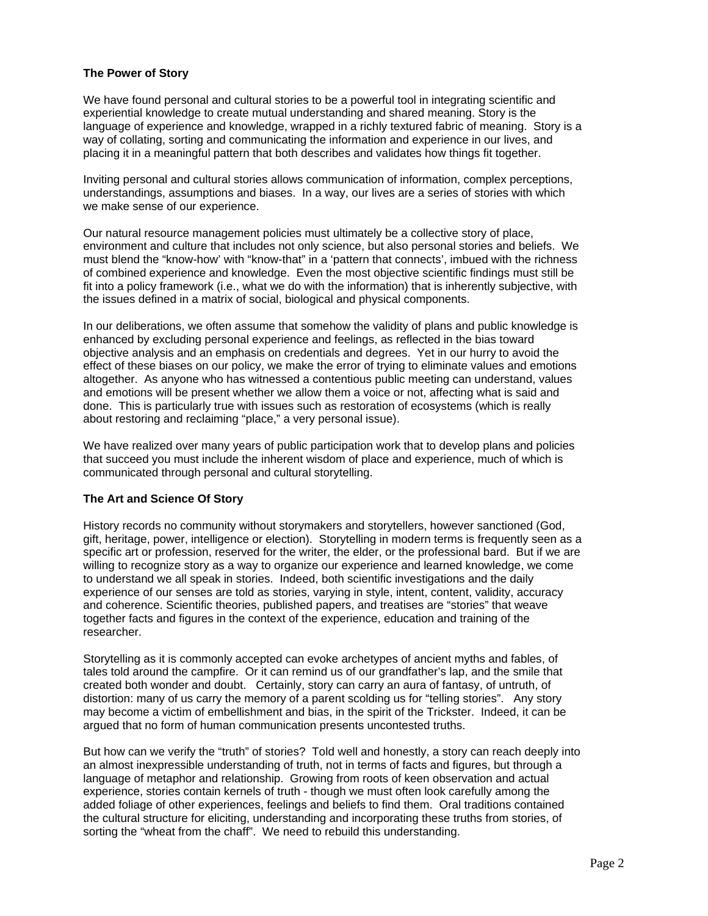### The Power of Story

We have found personal and cultural stories to be a powerful tool in integrating scientific and experiential knowledge to create mutual understanding and shared meaning. Story is the language of experience and knowledge, wrapped in a richly textured fabric of meaning. Story is a way of collating, sorting and communicating the information and experience in our lives, and placing it in a meaningful pattern that both describes and validates how things fit together.

Inviting personal and cultural stories allows communication of information, complex perceptions, understandings, assumptions and biases. In a way, our lives are a series of stories with which we make sense of our experience.

Our natural resource management policies must ultimately be a collective story of place, environment and culture that includes not only science, but also personal stories and beliefs. We must blend the "know-how' with "know-that" in a 'pattern that connects', imbued with the richness of combined experience and knowledge. Even the most objective scientific findings must still be fit into a policy framework (i.e., what we do with the information) that is inherently subjective, with the issues defined in a matrix of social, biological and physical components.

In our deliberations, we often assume that somehow the validity of plans and public knowledge is enhanced by excluding personal experience and feelings, as reflected in the bias toward objective analysis and an emphasis on credentials and degrees. Yet in our hurry to avoid the effect of these biases on our policy, we make the error of trying to eliminate values and emotions altogether. As anyone who has witnessed a contentious public meeting can understand, values and emotions will be present whether we allow them a voice or not, affecting what is said and done. This is particularly true with issues such as restoration of ecosystems (which is really about restoring and reclaiming "place," a very personal issue).

We have realized over many years of public participation work that to develop plans and policies that succeed you must include the inherent wisdom of place and experience, much of which is communicated through personal and cultural storytelling.

### The Art and Science Of Story

History records no community without storymakers and storytellers, however sanctioned (God, gift, heritage, power, intelligence or election). Storytelling in modern terms is frequently seen as a specific art or profession, reserved for the writer, the elder, or the professional bard. But if we are willing to recognize story as a way to organize our experience and learned knowledge, we come to understand we all speak in stories. Indeed, both scientific investigations and the daily experience of our senses are told as stories, varying in style, intent, content, validity, accuracy and coherence. Scientific theories, published papers, and treatises are "stories" that weave together facts and figures in the context of the experience, education and training of the researcher.

Storytelling as it is commonly accepted can evoke archetypes of ancient myths and fables, of tales told around the campfire. Or it can remind us of our grandfather's lap, and the smile that created both wonder and doubt. Certainly, story can carry an aura of fantasy, of untruth, of distortion: many of us carry the memory of a parent scolding us for "telling stories". Any story may become a victim of embellishment and bias, in the spirit of the Trickster. Indeed, it can be argued that no form of human communication presents uncontested truths.

But how can we verify the "truth" of stories? Told well and honestly, a story can reach deeply into an almost inexpressible understanding of truth, not in terms of facts and figures, but through a language of metaphor and relationship. Growing from roots of keen observation and actual experience, stories contain kernels of truth - though we must often look carefully among the added foliage of other experiences, feelings and beliefs to find them. Oral traditions contained the cultural structure for eliciting, understanding and incorporating these truths from stories, of sorting the "wheat from the chaff". We need to rebuild this understanding.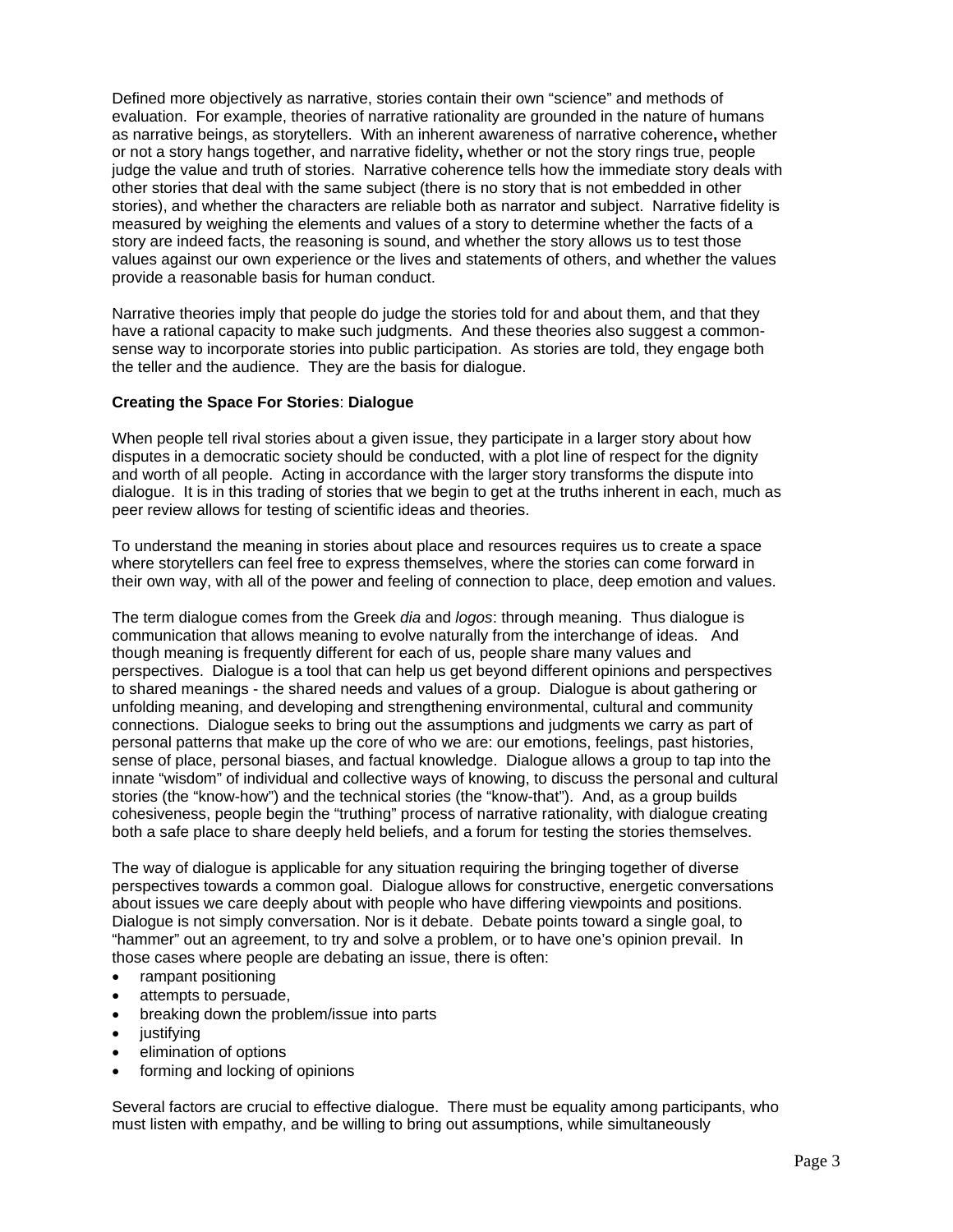Defined more objectively as narrative, stories contain their own "science" and methods of evaluation. For example, theories of narrative rationality are grounded in the nature of humans as narrative beings, as storytellers. With an inherent awareness of narrative coherence**,** whether or not a story hangs together, and narrative fidelity**,** whether or not the story rings true, people judge the value and truth of stories. Narrative coherence tells how the immediate story deals with other stories that deal with the same subject (there is no story that is not embedded in other stories), and whether the characters are reliable both as narrator and subject. Narrative fidelity is measured by weighing the elements and values of a story to determine whether the facts of a story are indeed facts, the reasoning is sound, and whether the story allows us to test those values against our own experience or the lives and statements of others, and whether the values provide a reasonable basis for human conduct.

Narrative theories imply that people do judge the stories told for and about them, and that they have a rational capacity to make such judgments. And these theories also suggest a common-sense way to incorporate stories into public participation. As stories are told, they engage both the teller and the audience. They are the basis for dialogue.

**Creating the Space For Stories**: **Dialogue**

When people tell rival stories about a given issue, they participate in a larger story about how disputes in a democratic society should be conducted, with a plot line of respect for the dignity and worth of all people. Acting in accordance with the larger story transforms the dispute into dialogue. It is in this trading of stories that we begin to get at the truths inherent in each, much as peer review allows for testing of scientific ideas and theories.

To understand the meaning in stories about place and resources requires us to create a space where storytellers can feel free to express themselves, where the stories can come forward in their own way, with all of the power and feeling of connection to place, deep emotion and values.

The term dialogue comes from the Greek *dia* and *logos*: through meaning. Thus dialogue is communication that allows meaning to evolve naturally from the interchange of ideas. And though meaning is frequently different for each of us, people share many values and perspectives. Dialogue is a tool that can help us get beyond different opinions and perspectives to shared meanings - the shared needs and values of a group. Dialogue is about gathering or unfolding meaning, and developing and strengthening environmental, cultural and community connections. Dialogue seeks to bring out the assumptions and judgments we carry as part of personal patterns that make up the core of who we are: our emotions, feelings, past histories, sense of place, personal biases, and factual knowledge. Dialogue allows a group to tap into the innate "wisdom" of individual and collective ways of knowing, to discuss the personal and cultural stories (the "know-how") and the technical stories (the "know-that"). And, as a group builds cohesiveness, people begin the "truthing" process of narrative rationality, with dialogue creating both a safe place to share deeply held beliefs, and a forum for testing the stories themselves.

The way of dialogue is applicable for any situation requiring the bringing together of diverse perspectives towards a common goal. Dialogue allows for constructive, energetic conversations about issues we care deeply about with people who have differing viewpoints and positions. Dialogue is not simply conversation. Nor is it debate. Debate points toward a single goal, to "hammer" out an agreement, to try and solve a problem, or to have one's opinion prevail. In those cases where people are debating an issue, there is often:

- rampant positioning
- attempts to persuade,
- breaking down the problem/issue into parts
- justifying
- elimination of options
- forming and locking of opinions

Several factors are crucial to effective dialogue. There must be equality among participants, who must listen with empathy, and be willing to bring out assumptions, while simultaneously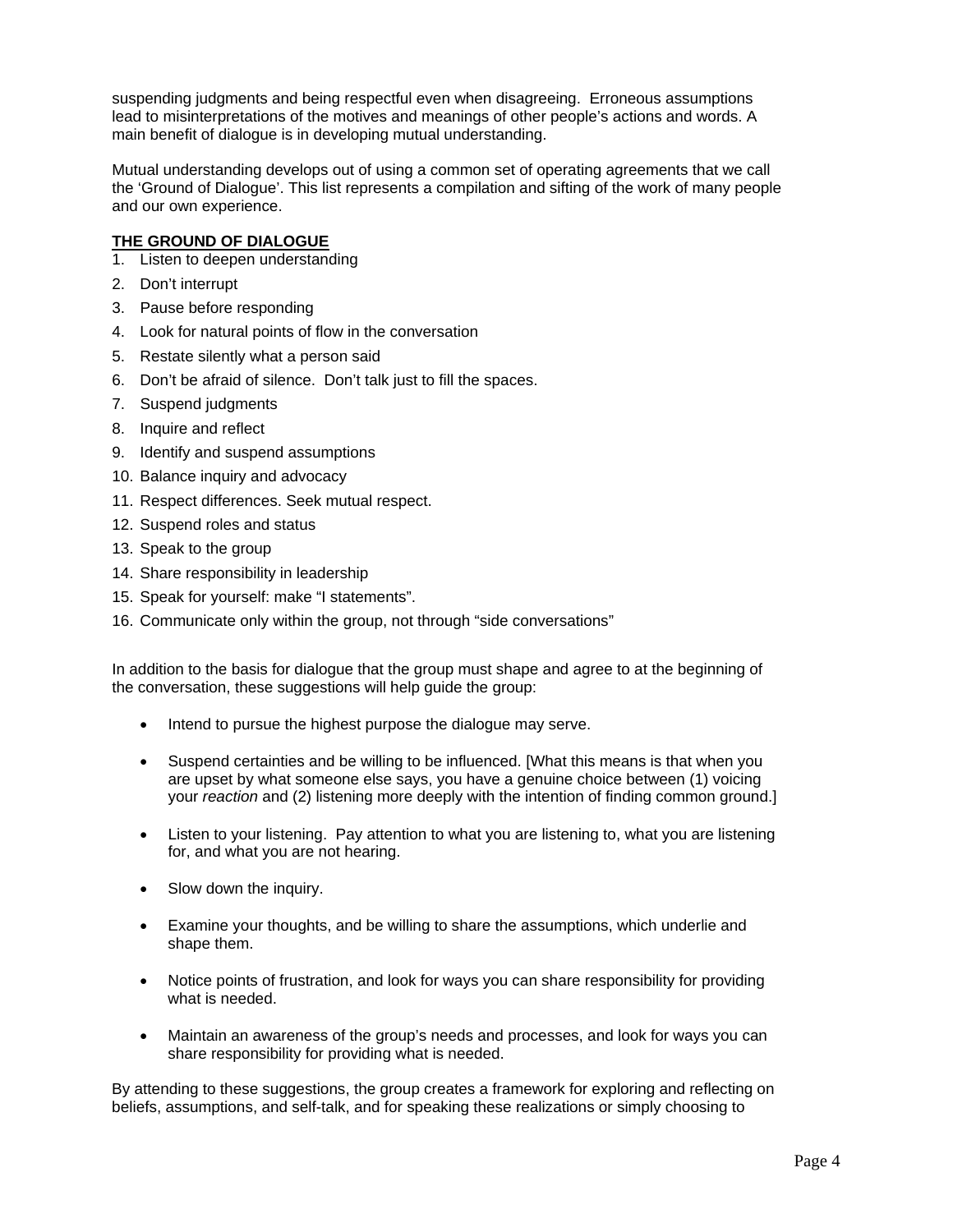suspending judgments and being respectful even when disagreeing. Erroneous assumptions lead to misinterpretations of the motives and meanings of other people's actions and words. A main benefit of dialogue is in developing mutual understanding.

Mutual understanding develops out of using a common set of operating agreements that we call the 'Ground of Dialogue'. This list represents a compilation and sifting of the work of many people and our own experience.

**THE GROUND OF DIALOGUE**

1. Listen to deepen understanding
2. Don't interrupt
3. Pause before responding
4. Look for natural points of flow in the conversation
5. Restate silently what a person said
6. Don't be afraid of silence. Don't talk just to fill the spaces.
7. Suspend judgments
8. Inquire and reflect
9. Identify and suspend assumptions
10. Balance inquiry and advocacy
11. Respect differences. Seek mutual respect.
12. Suspend roles and status
13. Speak to the group
14. Share responsibility in leadership
15. Speak for yourself: make "I statements".
16. Communicate only within the group, not through "side conversations"

In addition to the basis for dialogue that the group must shape and agree to at the beginning of the conversation, these suggestions will help guide the group:

- Intend to pursue the highest purpose the dialogue may serve.
- Suspend certainties and be willing to be influenced. [What this means is that when you are upset by what someone else says, you have a genuine choice between (1) voicing your *reaction* and (2) listening more deeply with the intention of finding common ground.]
- Listen to your listening. Pay attention to what you are listening to, what you are listening for, and what you are not hearing.
- Slow down the inquiry.
- Examine your thoughts, and be willing to share the assumptions, which underlie and shape them.
- Notice points of frustration, and look for ways you can share responsibility for providing what is needed.
- Maintain an awareness of the group's needs and processes, and look for ways you can share responsibility for providing what is needed.

By attending to these suggestions, the group creates a framework for exploring and reflecting on beliefs, assumptions, and self-talk, and for speaking these realizations or simply choosing to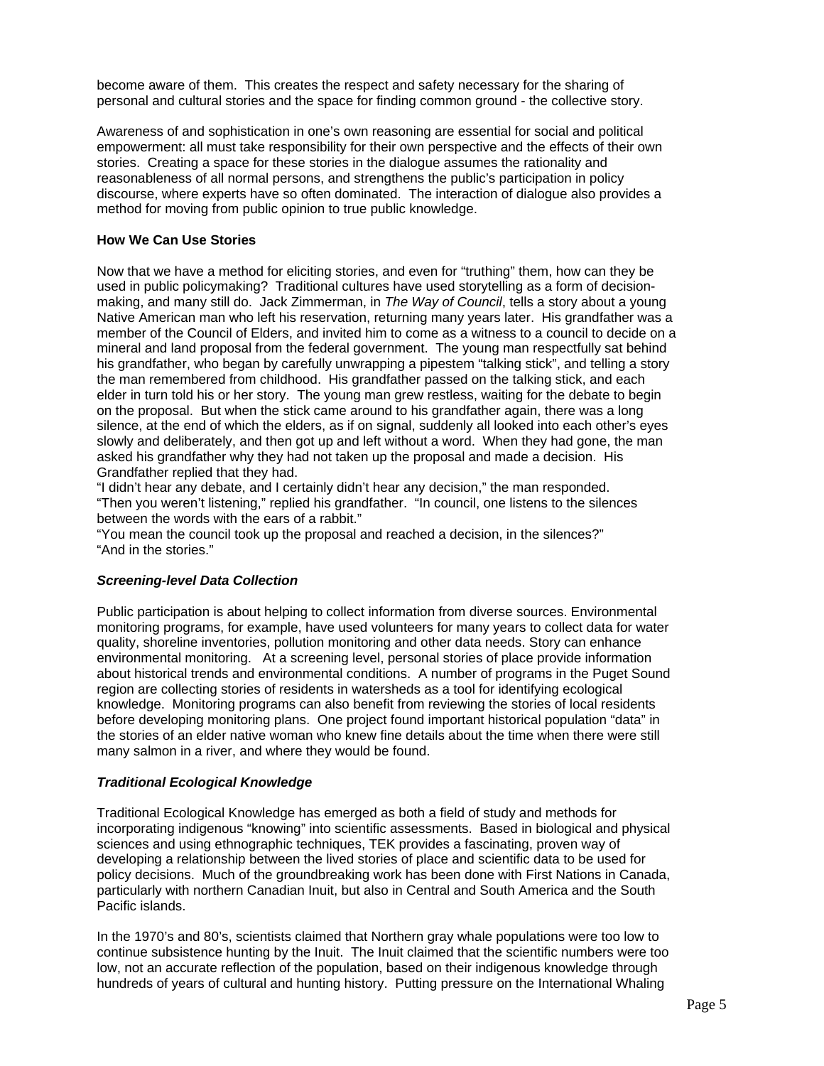become aware of them. This creates the respect and safety necessary for the sharing of personal and cultural stories and the space for finding common ground - the collective story.

Awareness of and sophistication in one's own reasoning are essential for social and political empowerment: all must take responsibility for their own perspective and the effects of their own stories. Creating a space for these stories in the dialogue assumes the rationality and reasonableness of all normal persons, and strengthens the public's participation in policy discourse, where experts have so often dominated. The interaction of dialogue also provides a method for moving from public opinion to true public knowledge.

**How We Can Use Stories**

Now that we have a method for eliciting stories, and even for "truthing" them, how can they be used in public policymaking? Traditional cultures have used storytelling as a form of decision-making, and many still do. Jack Zimmerman, in *The Way of Council*, tells a story about a young Native American man who left his reservation, returning many years later. His grandfather was a member of the Council of Elders, and invited him to come as a witness to a council to decide on a mineral and land proposal from the federal government. The young man respectfully sat behind his grandfather, who began by carefully unwrapping a pipestem "talking stick", and telling a story the man remembered from childhood. His grandfather passed on the talking stick, and each elder in turn told his or her story. The young man grew restless, waiting for the debate to begin on the proposal. But when the stick came around to his grandfather again, there was a long silence, at the end of which the elders, as if on signal, suddenly all looked into each other's eyes slowly and deliberately, and then got up and left without a word. When they had gone, the man asked his grandfather why they had not taken up the proposal and made a decision. His Grandfather replied that they had.
"I didn't hear any debate, and I certainly didn't hear any decision," the man responded.
"Then you weren't listening," replied his grandfather. "In council, one listens to the silences between the words with the ears of a rabbit."
"You mean the council took up the proposal and reached a decision, in the silences?"
"And in the stories."

***Screening-level Data Collection***

Public participation is about helping to collect information from diverse sources. Environmental monitoring programs, for example, have used volunteers for many years to collect data for water quality, shoreline inventories, pollution monitoring and other data needs. Story can enhance environmental monitoring. At a screening level, personal stories of place provide information about historical trends and environmental conditions. A number of programs in the Puget Sound region are collecting stories of residents in watersheds as a tool for identifying ecological knowledge. Monitoring programs can also benefit from reviewing the stories of local residents before developing monitoring plans. One project found important historical population "data" in the stories of an elder native woman who knew fine details about the time when there were still many salmon in a river, and where they would be found.

***Traditional Ecological Knowledge***

Traditional Ecological Knowledge has emerged as both a field of study and methods for incorporating indigenous "knowing" into scientific assessments. Based in biological and physical sciences and using ethnographic techniques, TEK provides a fascinating, proven way of developing a relationship between the lived stories of place and scientific data to be used for policy decisions. Much of the groundbreaking work has been done with First Nations in Canada, particularly with northern Canadian Inuit, but also in Central and South America and the South Pacific islands.

In the 1970's and 80's, scientists claimed that Northern gray whale populations were too low to continue subsistence hunting by the Inuit. The Inuit claimed that the scientific numbers were too low, not an accurate reflection of the population, based on their indigenous knowledge through hundreds of years of cultural and hunting history. Putting pressure on the International Whaling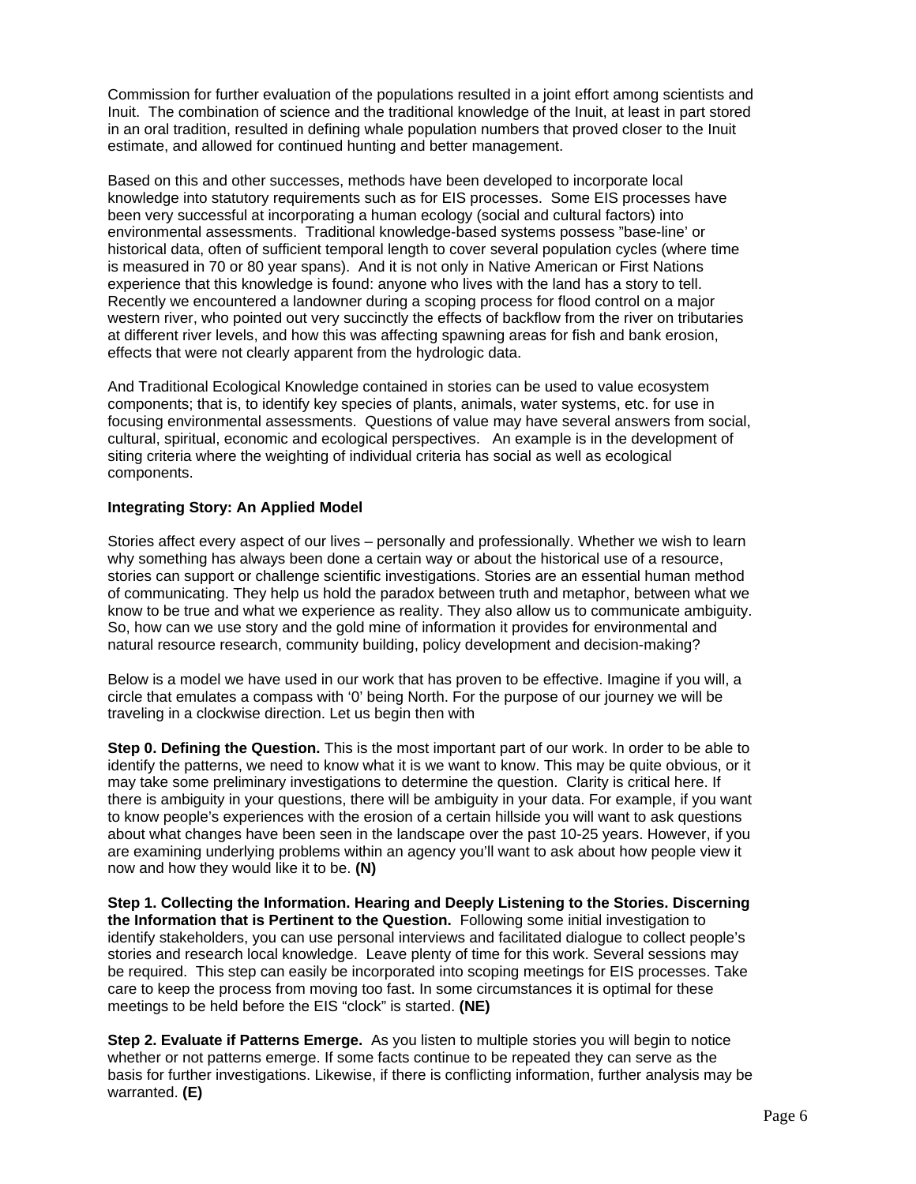Commission for further evaluation of the populations resulted in a joint effort among scientists and Inuit. The combination of science and the traditional knowledge of the Inuit, at least in part stored in an oral tradition, resulted in defining whale population numbers that proved closer to the Inuit estimate, and allowed for continued hunting and better management.

Based on this and other successes, methods have been developed to incorporate local knowledge into statutory requirements such as for EIS processes. Some EIS processes have been very successful at incorporating a human ecology (social and cultural factors) into environmental assessments. Traditional knowledge-based systems possess "base-line' or historical data, often of sufficient temporal length to cover several population cycles (where time is measured in 70 or 80 year spans). And it is not only in Native American or First Nations experience that this knowledge is found: anyone who lives with the land has a story to tell. Recently we encountered a landowner during a scoping process for flood control on a major western river, who pointed out very succinctly the effects of backflow from the river on tributaries at different river levels, and how this was affecting spawning areas for fish and bank erosion, effects that were not clearly apparent from the hydrologic data.

And Traditional Ecological Knowledge contained in stories can be used to value ecosystem components; that is, to identify key species of plants, animals, water systems, etc. for use in focusing environmental assessments. Questions of value may have several answers from social, cultural, spiritual, economic and ecological perspectives. An example is in the development of siting criteria where the weighting of individual criteria has social as well as ecological components.

**Integrating Story: An Applied Model**

Stories affect every aspect of our lives – personally and professionally. Whether we wish to learn why something has always been done a certain way or about the historical use of a resource, stories can support or challenge scientific investigations. Stories are an essential human method of communicating. They help us hold the paradox between truth and metaphor, between what we know to be true and what we experience as reality. They also allow us to communicate ambiguity. So, how can we use story and the gold mine of information it provides for environmental and natural resource research, community building, policy development and decision-making?

Below is a model we have used in our work that has proven to be effective. Imagine if you will, a circle that emulates a compass with '0' being North. For the purpose of our journey we will be traveling in a clockwise direction. Let us begin then with

**Step 0. Defining the Question.** This is the most important part of our work. In order to be able to identify the patterns, we need to know what it is we want to know. This may be quite obvious, or it may take some preliminary investigations to determine the question. Clarity is critical here. If there is ambiguity in your questions, there will be ambiguity in your data. For example, if you want to know people's experiences with the erosion of a certain hillside you will want to ask questions about what changes have been seen in the landscape over the past 10-25 years. However, if you are examining underlying problems within an agency you'll want to ask about how people view it now and how they would like it to be. **(N)**

**Step 1. Collecting the Information. Hearing and Deeply Listening to the Stories. Discerning the Information that is Pertinent to the Question.** Following some initial investigation to identify stakeholders, you can use personal interviews and facilitated dialogue to collect people's stories and research local knowledge. Leave plenty of time for this work. Several sessions may be required. This step can easily be incorporated into scoping meetings for EIS processes. Take care to keep the process from moving too fast. In some circumstances it is optimal for these meetings to be held before the EIS "clock" is started. **(NE)**

**Step 2. Evaluate if Patterns Emerge.** As you listen to multiple stories you will begin to notice whether or not patterns emerge. If some facts continue to be repeated they can serve as the basis for further investigations. Likewise, if there is conflicting information, further analysis may be warranted. **(E)**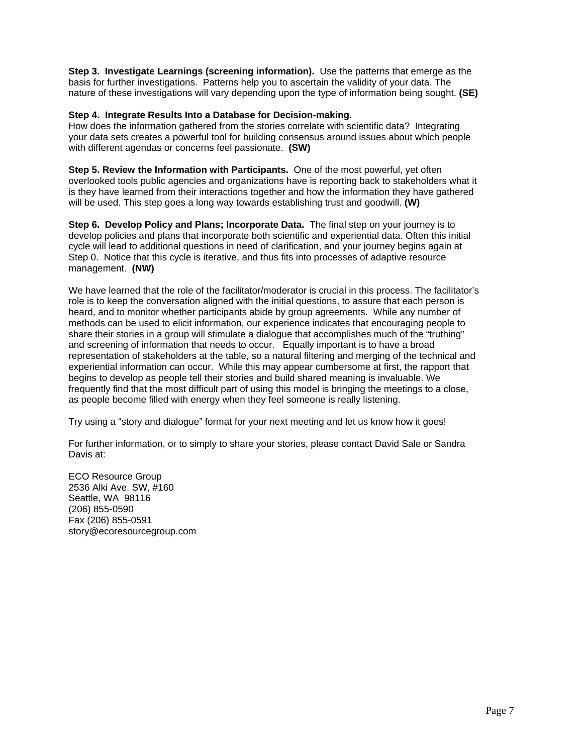**Step 3. Investigate Learnings (screening information).** Use the patterns that emerge as the basis for further investigations. Patterns help you to ascertain the validity of your data. The nature of these investigations will vary depending upon the type of information being sought. **(SE)**

**Step 4. Integrate Results Into a Database for Decision-making.**
How does the information gathered from the stories correlate with scientific data? Integrating your data sets creates a powerful tool for building consensus around issues about which people with different agendas or concerns feel passionate. **(SW)**

**Step 5. Review the Information with Participants.** One of the most powerful, yet often overlooked tools public agencies and organizations have is reporting back to stakeholders what it is they have learned from their interactions together and how the information they have gathered will be used. This step goes a long way towards establishing trust and goodwill. **(W)**

**Step 6. Develop Policy and Plans; Incorporate Data.** The final step on your journey is to develop policies and plans that incorporate both scientific and experiential data. Often this initial cycle will lead to additional questions in need of clarification, and your journey begins again at Step 0. Notice that this cycle is iterative, and thus fits into processes of adaptive resource management. **(NW)**

We have learned that the role of the facilitator/moderator is crucial in this process. The facilitator's role is to keep the conversation aligned with the initial questions, to assure that each person is heard, and to monitor whether participants abide by group agreements. While any number of methods can be used to elicit information, our experience indicates that encouraging people to share their stories in a group will stimulate a dialogue that accomplishes much of the "truthing" and screening of information that needs to occur. Equally important is to have a broad representation of stakeholders at the table, so a natural filtering and merging of the technical and experiential information can occur. While this may appear cumbersome at first, the rapport that begins to develop as people tell their stories and build shared meaning is invaluable. We frequently find that the most difficult part of using this model is bringing the meetings to a close, as people become filled with energy when they feel someone is really listening.

Try using a "story and dialogue" format for your next meeting and let us know how it goes!

For further information, or to simply to share your stories, please contact David Sale or Sandra Davis at:

ECO Resource Group
2536 Alki Ave. SW, #160
Seattle, WA 98116
(206) 855-0590
Fax (206) 855-0591
story@ecoresourcegroup.com